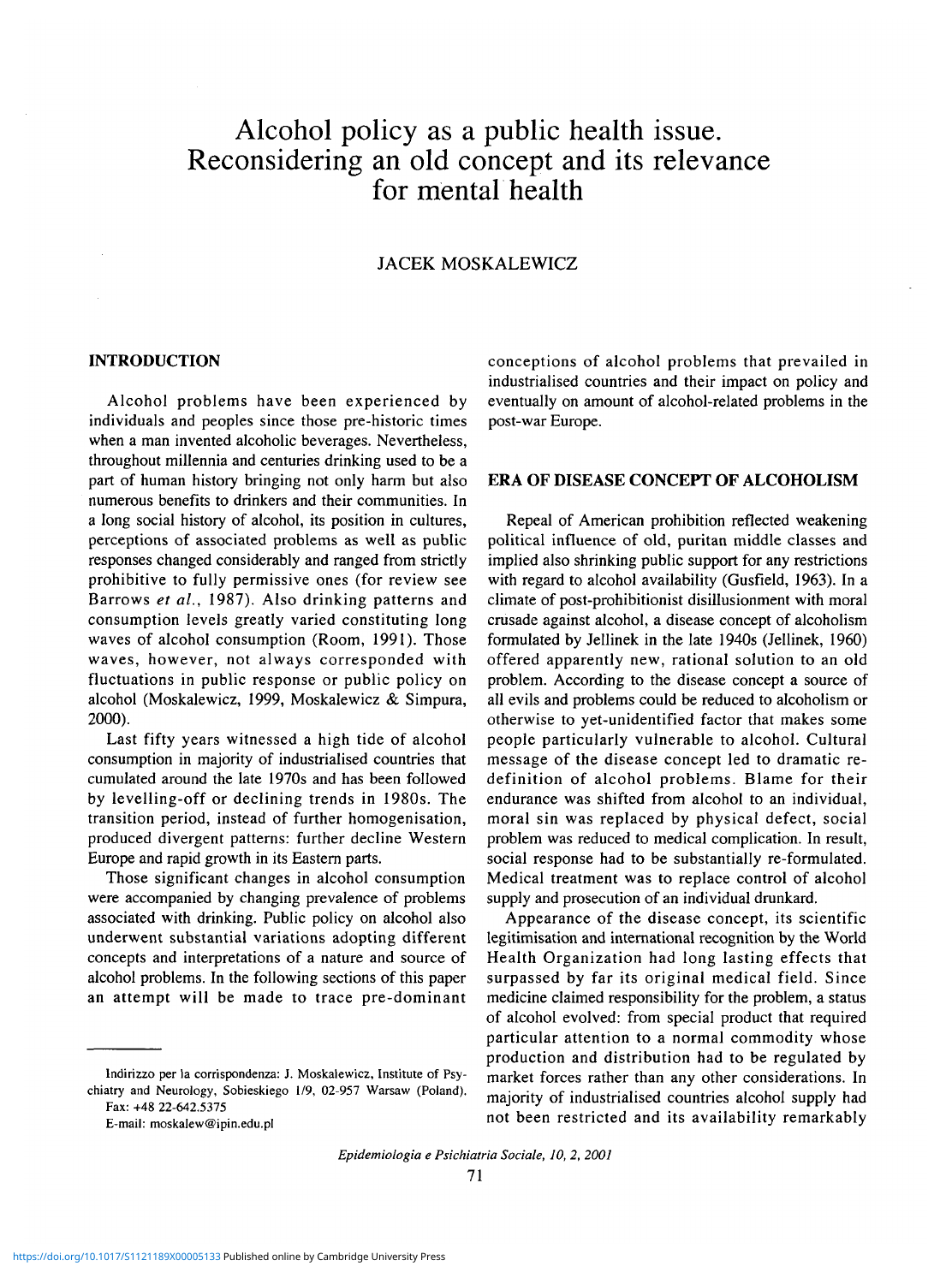# Alcohol policy as a public health issue. Reconsidering an old concept and its relevance for mental health

JACEK MOSKALEWICZ

## INTRODUCTION

Alcohol problems have been experienced by individuals and peoples since those pre-historic times when a man invented alcoholic beverages. Nevertheless, throughout millennia and centuries drinking used to be a part of human history bringing not only harm but also numerous benefits to drinkers and their communities. In a long social history of alcohol, its position in cultures, perceptions of associated problems as well as public responses changed considerably and ranged from strictly prohibitive to fully permissive ones (for review see Barrows *et al.*, 1987). Also drinking patterns and consumption levels greatly varied constituting long waves of alcohol consumption (Room, 1991). Those waves, however, not always corresponded with fluctuations in public response or public policy on alcohol (Moskalewicz, 1999, Moskalewicz & Simpura, 2000).

Last fifty years witnessed a high tide of alcohol consumption in majority of industrialised countries that cumulated around the late 1970s and has been followed by levelling-off or declining trends in 1980s. The transition period, instead of further homogenisation, produced divergent patterns: further decline Western Europe and rapid growth in its Eastern parts.

Those significant changes in alcohol consumption were accompanied by changing prevalence of problems associated with drinking. Public policy on alcohol also underwent substantial variations adopting different concepts and interpretations of a nature and source of alcohol problems. In the following sections of this paper an attempt will be made to trace pre-dominant conceptions of alcohol problems that prevailed in industrialised countries and their impact on policy and eventually on amount of alcohol-related problems in the post-war Europe.

## ERA OF DISEASE CONCEPT OF ALCOHOLISM

Repeal of American prohibition reflected weakening political influence of old, puritan middle classes and implied also shrinking public support for any restrictions with regard to alcohol availability (Gusfield, 1963). In a climate of post-prohibitionist disillusionment with moral crusade against alcohol, a disease concept of alcoholism formulated by Jellinek in the late 1940s (Jellinek, 1960) offered apparently new, rational solution to an old problem. According to the disease concept a source of all evils and problems could be reduced to alcoholism or otherwise to yet-unidentified factor that makes some people particularly vulnerable to alcohol. Cultural message of the disease concept led to dramatic re-definition of alcohol problems. Blame for their endurance was shifted from alcohol to an individual, moral sin was replaced by physical defect, social problem was reduced to medical complication. In result, social response had to be substantially re-formulated. Medical treatment was to replace control of alcohol supply and prosecution of an individual drunkard.

Appearance of the disease concept, its scientific legitimisation and international recognition by the World Health Organization had long lasting effects that surpassed by far its original medical field. Since medicine claimed responsibility for the problem, a status of alcohol evolved: from special product that required particular attention to a normal commodity whose production and distribution had to be regulated by market forces rather than any other considerations. In majority of industrialised countries alcohol supply had not been restricted and its availability remarkably

Indirizzo per la corrispondenza: J. Moskalewicz, Institute of Psychiatry and Neurology, Sobieskiego 1/9, 02-957 Warsaw (Poland).
Fax: +48 22-642.5375
E-mail: moskalew@ipin.edu.pl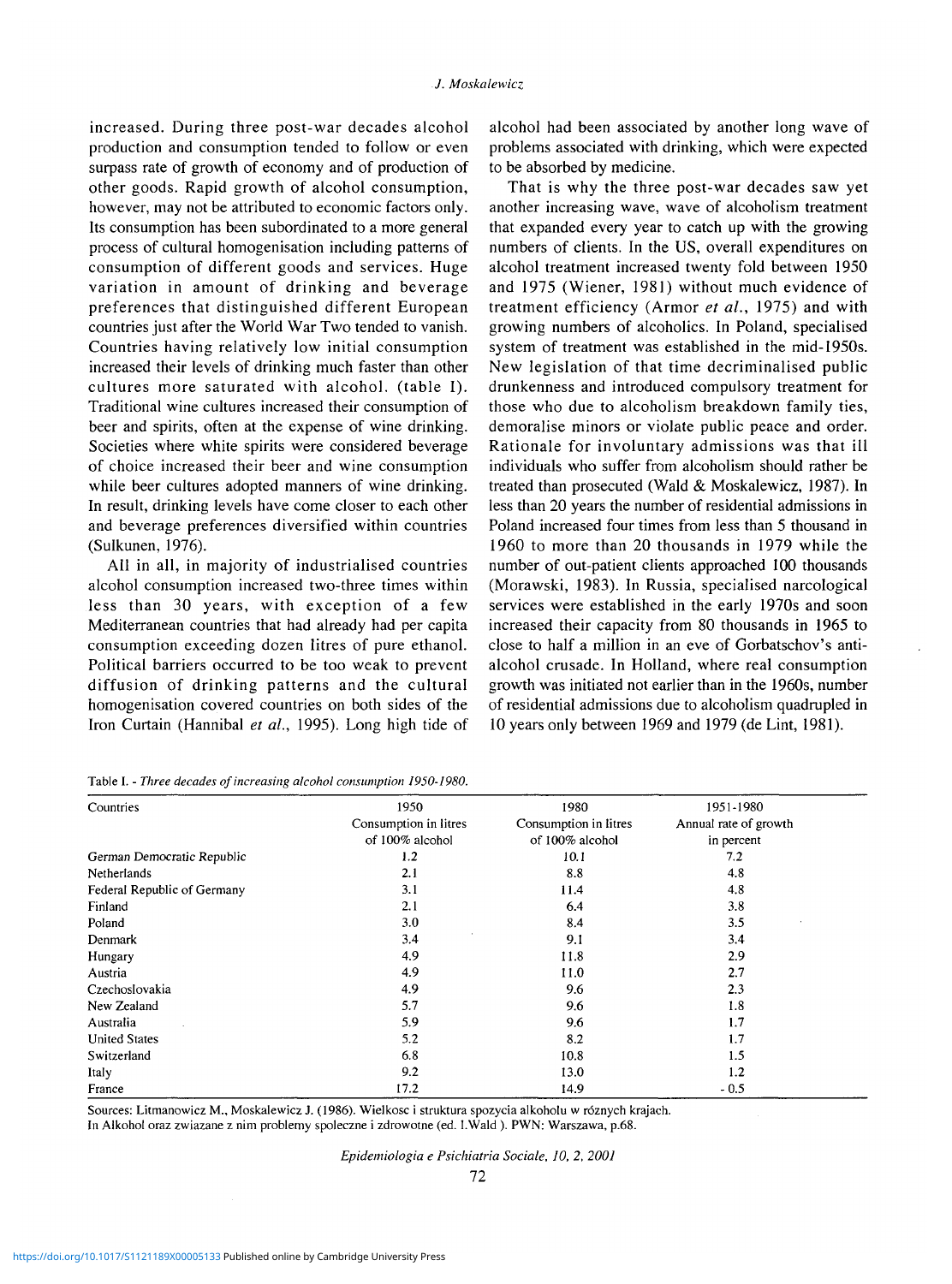increased. During three post-war decades alcohol production and consumption tended to follow or even surpass rate of growth of economy and of production of other goods. Rapid growth of alcohol consumption, however, may not be attributed to economic factors only. Its consumption has been subordinated to a more general process of cultural homogenisation including patterns of consumption of different goods and services. Huge variation in amount of drinking and beverage preferences that distinguished different European countries just after the World War Two tended to vanish. Countries having relatively low initial consumption increased their levels of drinking much faster than other cultures more saturated with alcohol. (table I). Traditional wine cultures increased their consumption of beer and spirits, often at the expense of wine drinking. Societies where white spirits were considered beverage of choice increased their beer and wine consumption while beer cultures adopted manners of wine drinking. In result, drinking levels have come closer to each other and beverage preferences diversified within countries (Sulkunen, 1976).

All in all, in majority of industrialised countries alcohol consumption increased two-three times within less than 30 years, with exception of a few Mediterranean countries that had already had per capita consumption exceeding dozen litres of pure ethanol. Political barriers occurred to be too weak to prevent diffusion of drinking patterns and the cultural homogenisation covered countries on both sides of the Iron Curtain (Hannibal *et al.*, 1995). Long high tide of alcohol had been associated by another long wave of problems associated with drinking, which were expected to be absorbed by medicine.

That is why the three post-war decades saw yet another increasing wave, wave of alcoholism treatment that expanded every year to catch up with the growing numbers of clients. In the US, overall expenditures on alcohol treatment increased twenty fold between 1950 and 1975 (Wiener, 1981) without much evidence of treatment efficiency (Armor *et al.*, 1975) and with growing numbers of alcoholics. In Poland, specialised system of treatment was established in the mid-1950s. New legislation of that time decriminalised public drunkenness and introduced compulsory treatment for those who due to alcoholism breakdown family ties, demoralise minors or violate public peace and order. Rationale for involuntary admissions was that ill individuals who suffer from alcoholism should rather be treated than prosecuted (Wald & Moskalewicz, 1987). In less than 20 years the number of residential admissions in Poland increased four times from less than 5 thousand in 1960 to more than 20 thousands in 1979 while the number of out-patient clients approached 100 thousands (Morawski, 1983). In Russia, specialised narcological services were established in the early 1970s and soon increased their capacity from 80 thousands in 1965 to close to half a million in an eve of Gorbatschov's anti-alcohol crusade. In Holland, where real consumption growth was initiated not earlier than in the 1960s, number of residential admissions due to alcoholism quadrupled in 10 years only between 1969 and 1979 (de Lint, 1981).

Table I. - *Three decades of increasing alcohol consumption 1950-1980.*

| Countries | 1950 Consumption in litres of 100% alcohol | 1980 Consumption in litres of 100% alcohol | 1951-1980 Annual rate of growth in percent |
|---|---|---|---|
| German Democratic Republic | 1.2 | 10.1 | 7.2 |
| Netherlands | 2.1 | 8.8 | 4.8 |
| Federal Republic of Germany | 3.1 | 11.4 | 4.8 |
| Finland | 2.1 | 6.4 | 3.8 |
| Poland | 3.0 | 8.4 | 3.5 |
| Denmark | 3.4 | 9.1 | 3.4 |
| Hungary | 4.9 | 11.8 | 2.9 |
| Austria | 4.9 | 11.0 | 2.7 |
| Czechoslovakia | 4.9 | 9.6 | 2.3 |
| New Zealand | 5.7 | 9.6 | 1.8 |
| Australia | 5.9 | 9.6 | 1.7 |
| United States | 5.2 | 8.2 | 1.7 |
| Switzerland | 6.8 | 10.8 | 1.5 |
| Italy | 9.2 | 13.0 | 1.2 |
| France | 17.2 | 14.9 | - 0.5 |

Sources: Litmanowicz M., Moskalewicz J. (1986). Wielkosc i struktura spozycia alkoholu w róznych krajach. In Alkohol oraz zwiazane z nim problemy spoleczne i zdrowotne (ed. I.Wald ). PWN: Warszawa, p.68.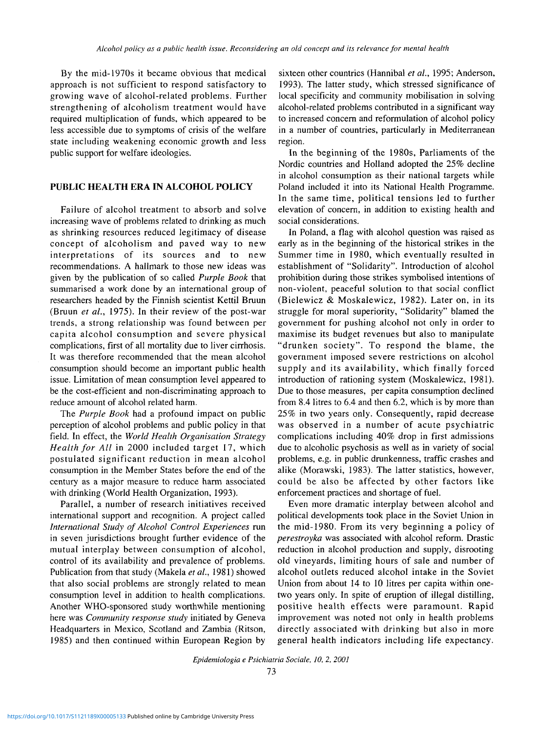By the mid-1970s it became obvious that medical approach is not sufficient to respond satisfactory to growing wave of alcohol-related problems. Further strengthening of alcoholism treatment would have required multiplication of funds, which appeared to be less accessible due to symptoms of crisis of the welfare state including weakening economic growth and less public support for welfare ideologies.

## PUBLIC HEALTH ERA IN ALCOHOL POLICY

Failure of alcohol treatment to absorb and solve increasing wave of problems related to drinking as much as shrinking resources reduced legitimacy of disease concept of alcoholism and paved way to new interpretations of its sources and to new recommendations. A hallmark to those new ideas was given by the publication of so called *Purple Book* that summarised a work done by an international group of researchers headed by the Finnish scientist Kettil Bruun (Bruun *et al.*, 1975). In their review of the post-war trends, a strong relationship was found between per capita alcohol consumption and severe physical complications, first of all mortality due to liver cirrhosis. It was therefore recommended that the mean alcohol consumption should become an important public health issue. Limitation of mean consumption level appeared to be the cost-efficient and non-discriminating approach to reduce amount of alcohol related harm.

The *Purple Book* had a profound impact on public perception of alcohol problems and public policy in that field. In effect, the *World Health Organisation Strategy Health for All* in 2000 included target 17, which postulated significant reduction in mean alcohol consumption in the Member States before the end of the century as a major measure to reduce harm associated with drinking (World Health Organization, 1993).

Parallel, a number of research initiatives received international support and recognition. A project called *International Study of Alcohol Control Experiences* run in seven jurisdictions brought further evidence of the mutual interplay between consumption of alcohol, control of its availability and prevalence of problems. Publication from that study (Makela *et al.*, 1981) showed that also social problems are strongly related to mean consumption level in addition to health complications. Another WHO-sponsored study worthwhile mentioning here was *Community response study* initiated by Geneva Headquarters in Mexico, Scotland and Zambia (Ritson, 1985) and then continued within European Region by sixteen other countries (Hannibal *et al.*, 1995; Anderson, 1993). The latter study, which stressed significance of local specificity and community mobilisation in solving alcohol-related problems contributed in a significant way to increased concern and reformulation of alcohol policy in a number of countries, particularly in Mediterranean region.

In the beginning of the 1980s, Parliaments of the Nordic countries and Holland adopted the 25% decline in alcohol consumption as their national targets while Poland included it into its National Health Programme. In the same time, political tensions led to further elevation of concern, in addition to existing health and social considerations.

In Poland, a flag with alcohol question was raised as early as in the beginning of the historical strikes in the Summer time in 1980, which eventually resulted in establishment of "Solidarity". Introduction of alcohol prohibition during those strikes symbolised intentions of non-violent, peaceful solution to that social conflict (Bielewicz & Moskalewicz, 1982). Later on, in its struggle for moral superiority, "Solidarity" blamed the government for pushing alcohol not only in order to maximise its budget revenues but also to manipulate "drunken society". To respond the blame, the government imposed severe restrictions on alcohol supply and its availability, which finally forced introduction of rationing system (Moskalewicz, 1981). Due to those measures, per capita consumption declined from 8.4 litres to 6.4 and then 6.2, which is by more than 25% in two years only. Consequently, rapid decrease was observed in a number of acute psychiatric complications including 40% drop in first admissions due to alcoholic psychosis as well as in variety of social problems, e.g. in public drunkenness, traffic crashes and alike (Morawski, 1983). The latter statistics, however, could be also be affected by other factors like enforcement practices and shortage of fuel.

Even more dramatic interplay between alcohol and political developments took place in the Soviet Union in the mid-1980. From its very beginning a policy of *perestroyka* was associated with alcohol reform. Drastic reduction in alcohol production and supply, disrooting old vineyards, limiting hours of sale and number of alcohol outlets reduced alcohol intake in the Soviet Union from about 14 to 10 litres per capita within one-two years only. In spite of eruption of illegal distilling, positive health effects were paramount. Rapid improvement was noted not only in health problems directly associated with drinking but also in more general health indicators including life expectancy.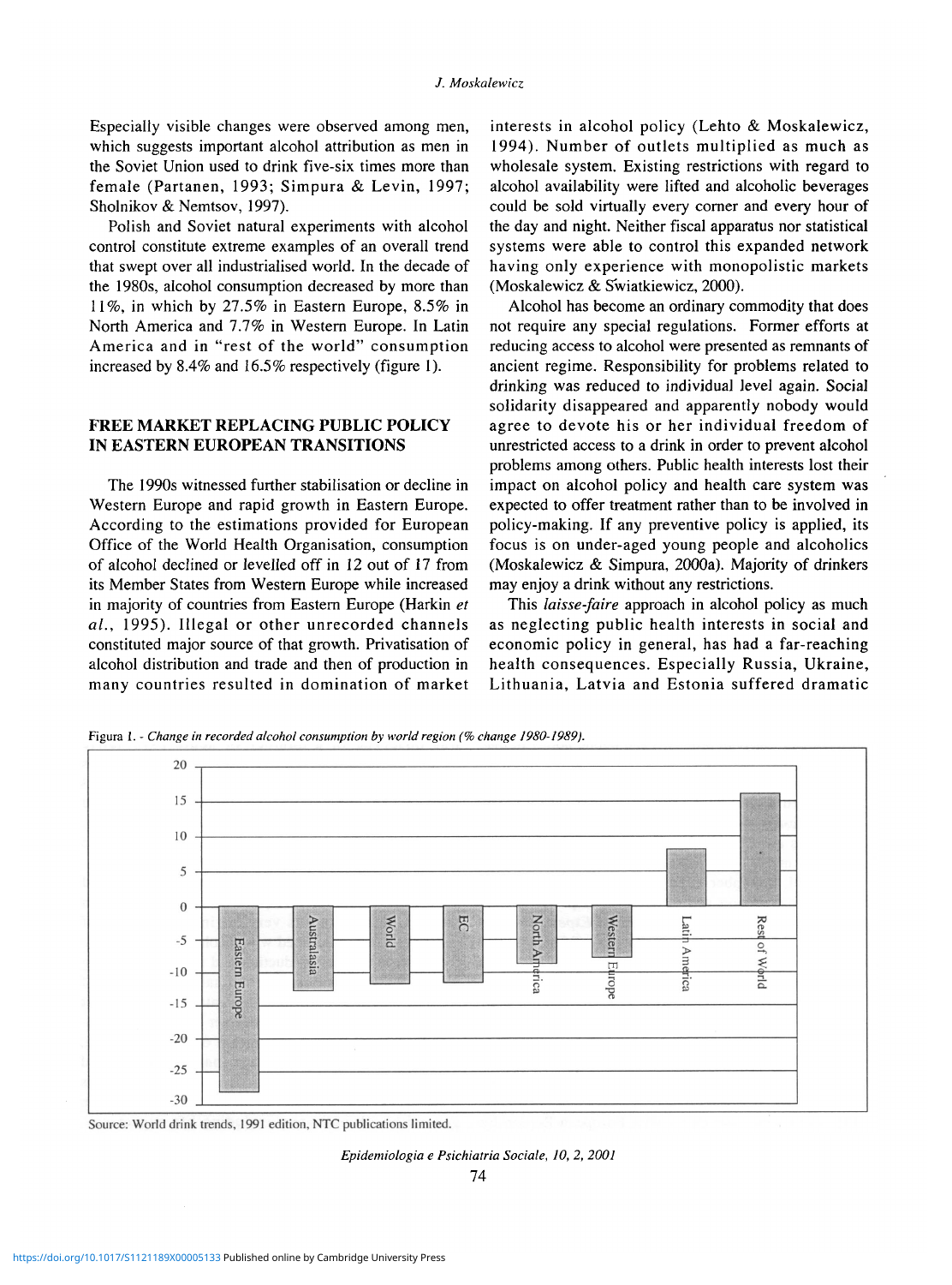Especially visible changes were observed among men, which suggests important alcohol attribution as men in the Soviet Union used to drink five-six times more than female (Partanen, 1993; Simpura & Levin, 1997; Sholnikov & Nemtsov, 1997).

Polish and Soviet natural experiments with alcohol control constitute extreme examples of an overall trend that swept over all industrialised world. In the decade of the 1980s, alcohol consumption decreased by more than 11%, in which by 27.5% in Eastern Europe, 8.5% in North America and 7.7% in Western Europe. In Latin America and in "rest of the world" consumption increased by 8.4% and 16.5% respectively (figure 1).

## FREE MARKET REPLACING PUBLIC POLICY IN EASTERN EUROPEAN TRANSITIONS

The 1990s witnessed further stabilisation or decline in Western Europe and rapid growth in Eastern Europe. According to the estimations provided for European Office of the World Health Organisation, consumption of alcohol declined or levelled off in 12 out of 17 from its Member States from Western Europe while increased in majority of countries from Eastern Europe (Harkin *et al.*, 1995). Illegal or other unrecorded channels constituted major source of that growth. Privatisation of alcohol distribution and trade and then of production in many countries resulted in domination of market interests in alcohol policy (Lehto & Moskalewicz, 1994). Number of outlets multiplied as much as wholesale system. Existing restrictions with regard to alcohol availability were lifted and alcoholic beverages could be sold virtually every corner and every hour of the day and night. Neither fiscal apparatus nor statistical systems were able to control this expanded network having only experience with monopolistic markets (Moskalewicz & Świątkiewicz, 2000).

Alcohol has become an ordinary commodity that does not require any special regulations. Former efforts at reducing access to alcohol were presented as remnants of ancient regime. Responsibility for problems related to drinking was reduced to individual level again. Social solidarity disappeared and apparently nobody would agree to devote his or her individual freedom of unrestricted access to a drink in order to prevent alcohol problems among others. Public health interests lost their impact on alcohol policy and health care system was expected to offer treatment rather than to be involved in policy-making. If any preventive policy is applied, its focus is on under-aged young people and alcoholics (Moskalewicz & Simpura, 2000a). Majority of drinkers may enjoy a drink without any restrictions.

This *laisse-faire* approach in alcohol policy as much as neglecting public health interests in social and economic policy in general, has had a far-reaching health consequences. Especially Russia, Ukraine, Lithuania, Latvia and Estonia suffered dramatic

Figura 1. - *Change in recorded alcohol consumption by world region (% change 1980-1989).*

Source: World drink trends, 1991 edition, NTC publications limited.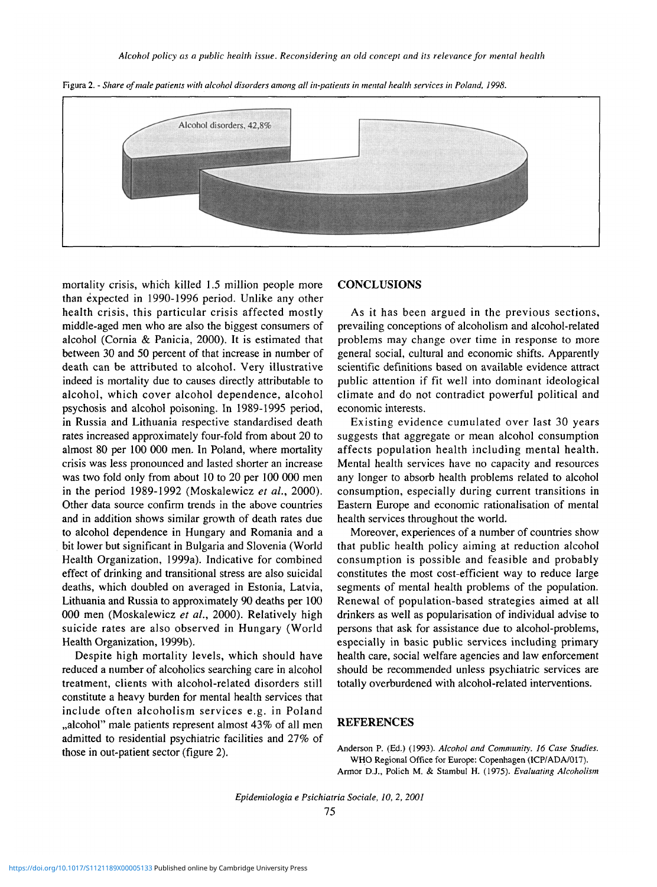Figura 2. - *Share of male patients with alcohol disorders among all in-patients in mental health services in Poland, 1998.*

Alcohol disorders, 42,8%

mortality crisis, which killed 1.5 million people more than expected in 1990-1996 period. Unlike any other health crisis, this particular crisis affected mostly middle-aged men who are also the biggest consumers of alcohol (Cornia & Panicia, 2000). It is estimated that between 30 and 50 percent of that increase in number of death can be attributed to alcohol. Very illustrative indeed is mortality due to causes directly attributable to alcohol, which cover alcohol dependence, alcohol psychosis and alcohol poisoning. In 1989-1995 period, in Russia and Lithuania respective standardised death rates increased approximately four-fold from about 20 to almost 80 per 100 000 men. In Poland, where mortality crisis was less pronounced and lasted shorter an increase was two fold only from about 10 to 20 per 100 000 men in the period 1989-1992 (Moskalewicz *et al.*, 2000). Other data source confirm trends in the above countries and in addition shows similar growth of death rates due to alcohol dependence in Hungary and Romania and a bit lower but significant in Bulgaria and Slovenia (World Health Organization, 1999a). Indicative for combined effect of drinking and transitional stress are also suicidal deaths, which doubled on averaged in Estonia, Latvia, Lithuania and Russia to approximately 90 deaths per 100 000 men (Moskalewicz *et al.*, 2000). Relatively high suicide rates are also observed in Hungary (World Health Organization, 1999b).

Despite high mortality levels, which should have reduced a number of alcoholics searching care in alcohol treatment, clients with alcohol-related disorders still constitute a heavy burden for mental health services that include often alcoholism services e.g. in Poland „alcohol" male patients represent almost 43% of all men admitted to residential psychiatric facilities and 27% of those in out-patient sector (figure 2).

## CONCLUSIONS

As it has been argued in the previous sections, prevailing conceptions of alcoholism and alcohol-related problems may change over time in response to more general social, cultural and economic shifts. Apparently scientific definitions based on available evidence attract public attention if fit well into dominant ideological climate and do not contradict powerful political and economic interests.

Existing evidence cumulated over last 30 years suggests that aggregate or mean alcohol consumption affects population health including mental health. Mental health services have no capacity and resources any longer to absorb health problems related to alcohol consumption, especially during current transitions in Eastern Europe and economic rationalisation of mental health services throughout the world.

Moreover, experiences of a number of countries show that public health policy aiming at reduction alcohol consumption is possible and feasible and probably constitutes the most cost-efficient way to reduce large segments of mental health problems of the population. Renewal of population-based strategies aimed at all drinkers as well as popularisation of individual advise to persons that ask for assistance due to alcohol-problems, especially in basic public services including primary health care, social welfare agencies and law enforcement should be recommended unless psychiatric services are totally overburdened with alcohol-related interventions.

## REFERENCES

Anderson P. (Ed.) (1993). *Alcohol and Community. 16 Case Studies.* WHO Regional Office for Europe: Copenhagen (ICP/ADA/017).

Armor D.J., Polich M. & Stambul H. (1975). *Evaluating Alcoholism*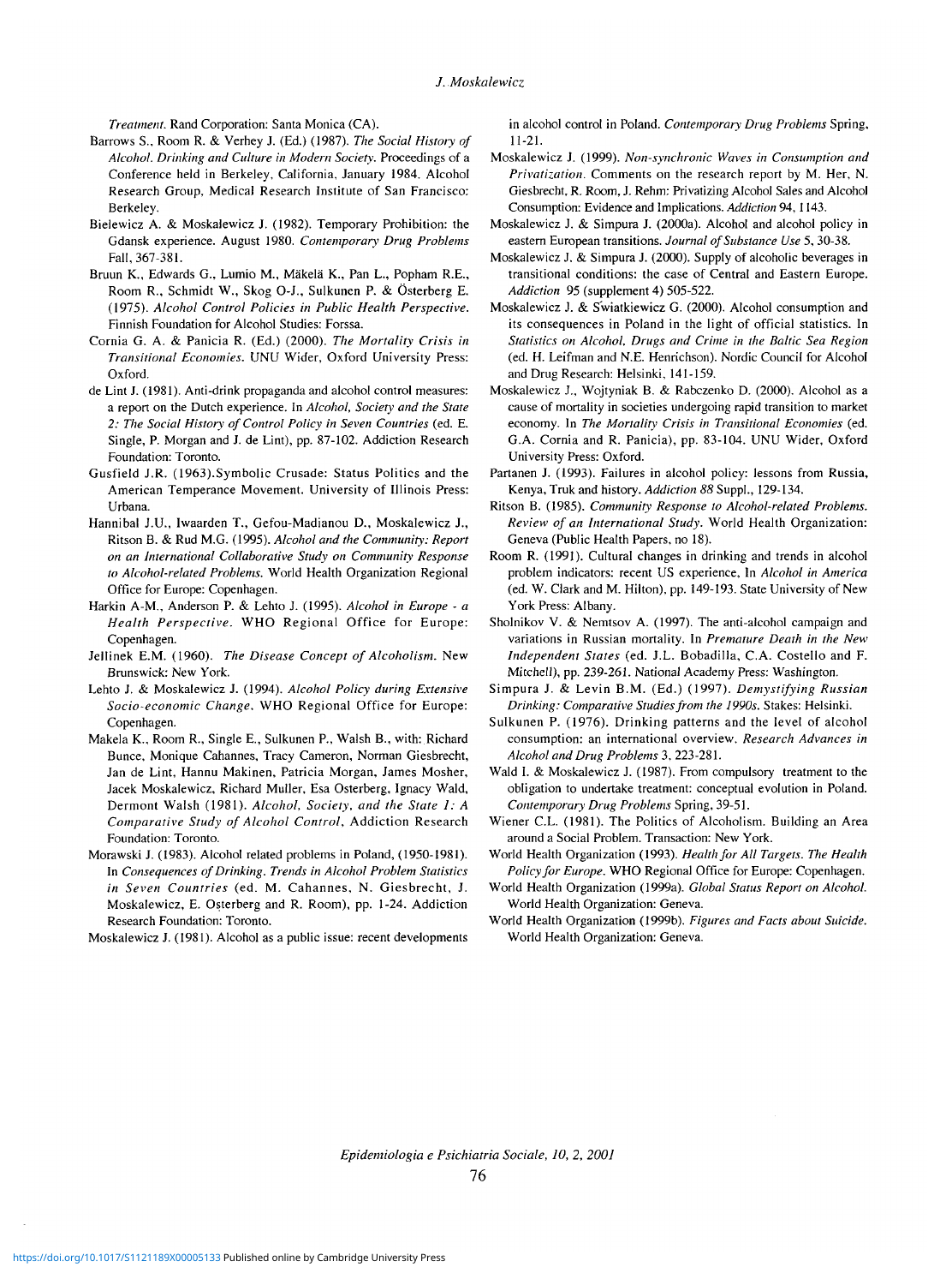*Treatment*. Rand Corporation: Santa Monica (CA).

Barrows S., Room R. & Verhey J. (Ed.) (1987). *The Social History of Alcohol. Drinking and Culture in Modern Society*. Proceedings of a Conference held in Berkeley, California, January 1984. Alcohol Research Group, Medical Research Institute of San Francisco: Berkeley.

Bielewicz A. & Moskalewicz J. (1982). Temporary Prohibition: the Gdansk experience. August 1980. *Contemporary Drug Problems* Fall, 367-381.

Bruun K., Edwards G., Lumio M., Mäkelä K., Pan L., Popham R.E., Room R., Schmidt W., Skog O-J., Sulkunen P. & Österberg E. (1975). *Alcohol Control Policies in Public Health Perspective*. Finnish Foundation for Alcohol Studies: Forssa.

Cornia G. A. & Panicia R. (Ed.) (2000). *The Mortality Crisis in Transitional Economies*. UNU Wider, Oxford University Press: Oxford.

de Lint J. (1981). Anti-drink propaganda and alcohol control measures: a report on the Dutch experience. In *Alcohol, Society and the State 2: The Social History of Control Policy in Seven Countries* (ed. E. Single, P. Morgan and J. de Lint), pp. 87-102. Addiction Research Foundation: Toronto.

Gusfield J.R. (1963).Symbolic Crusade: Status Politics and the American Temperance Movement. University of Illinois Press: Urbana.

Hannibal J.U., Iwaarden T., Gefou-Madianou D., Moskalewicz J., Ritson B. & Rud M.G. (1995). *Alcohol and the Community: Report on an International Collaborative Study on Community Response to Alcohol-related Problems*. World Health Organization Regional Office for Europe: Copenhagen.

Harkin A-M., Anderson P. & Lehto J. (1995). *Alcohol in Europe - a Health Perspective*. WHO Regional Office for Europe: Copenhagen.

Jellinek E.M. (1960). *The Disease Concept of Alcoholism*. New Brunswick: New York.

Lehto J. & Moskalewicz J. (1994). *Alcohol Policy during Extensive Socio-economic Change*. WHO Regional Office for Europe: Copenhagen.

Makela K., Room R., Single E., Sulkunen P., Walsh B., with: Richard Bunce, Monique Cahannes, Tracy Cameron, Norman Giesbrecht, Jan de Lint, Hannu Makinen, Patricia Morgan, James Mosher, Jacek Moskalewicz, Richard Muller, Esa Osterberg, Ignacy Wald, Dermont Walsh (1981). *Alcohol, Society, and the State 1: A Comparative Study of Alcohol Control*, Addiction Research Foundation: Toronto.

Morawski J. (1983). Alcohol related problems in Poland, (1950-1981). In *Consequences of Drinking. Trends in Alcohol Problem Statistics in Seven Countries* (ed. M. Cahannes, N. Giesbrecht, J. Moskalewicz, E. Osterberg and R. Room), pp. 1-24. Addiction Research Foundation: Toronto.

Moskalewicz J. (1981). Alcohol as a public issue: recent developments in alcohol control in Poland. *Contemporary Drug Problems* Spring, 11-21.

Moskalewicz J. (1999). *Non-synchronic Waves in Consumption and Privatization*. Comments on the research report by M. Her, N. Giesbrecht, R. Room, J. Rehm: Privatizing Alcohol Sales and Alcohol Consumption: Evidence and Implications. *Addiction* 94, 1143.

Moskalewicz J. & Simpura J. (2000a). Alcohol and alcohol policy in eastern European transitions. *Journal of Substance Use* 5, 30-38.

Moskalewicz J. & Simpura J. (2000). Supply of alcoholic beverages in transitional conditions: the case of Central and Eastern Europe. *Addiction* 95 (supplement 4) 505-522.

Moskalewicz J. & Swiatkiewicz G. (2000). Alcohol consumption and its consequences in Poland in the light of official statistics. In *Statistics on Alcohol, Drugs and Crime in the Baltic Sea Region* (ed. H. Leifman and N.E. Henrichson). Nordic Council for Alcohol and Drug Research: Helsinki, 141-159.

Moskalewicz J., Wojtyniak B. & Rabczenko D. (2000). Alcohol as a cause of mortality in societies undergoing rapid transition to market economy. In *The Mortality Crisis in Transitional Economies* (ed. G.A. Cornia and R. Panicia), pp. 83-104. UNU Wider, Oxford University Press: Oxford.

Partanen J. (1993). Failures in alcohol policy: lessons from Russia, Kenya, Truk and history. *Addiction 88* Suppl., 129-134.

Ritson B. (1985). *Community Response to Alcohol-related Problems. Review of an International Study*. World Health Organization: Geneva (Public Health Papers, no 18).

Room R. (1991). Cultural changes in drinking and trends in alcohol problem indicators: recent US experience, In *Alcohol in America* (ed. W. Clark and M. Hilton), pp. 149-193. State University of New York Press: Albany.

Sholnikov V. & Nemtsov A. (1997). The anti-alcohol campaign and variations in Russian mortality. In *Premature Death in the New Independent States* (ed. J.L. Bobadilla, C.A. Costello and F. Mitchell), pp. 239-261. National Academy Press: Washington.

Simpura J. & Levin B.M. (Ed.) (1997). *Demystifying Russian Drinking: Comparative Studies from the 1990s*. Stakes: Helsinki.

Sulkunen P. (1976). Drinking patterns and the level of alcohol consumption: an international overview. *Research Advances in Alcohol and Drug Problems* 3, 223-281.

Wald I. & Moskalewicz J. (1987). From compulsory treatment to the obligation to undertake treatment: conceptual evolution in Poland. *Contemporary Drug Problems* Spring, 39-51.

Wiener C.L. (1981). The Politics of Alcoholism. Building an Area around a Social Problem. Transaction: New York.

World Health Organization (1993). *Health for All Targets. The Health Policy for Europe*. WHO Regional Office for Europe: Copenhagen.

World Health Organization (1999a). *Global Status Report on Alcohol*. World Health Organization: Geneva.

World Health Organization (1999b). *Figures and Facts about Suicide*. World Health Organization: Geneva.